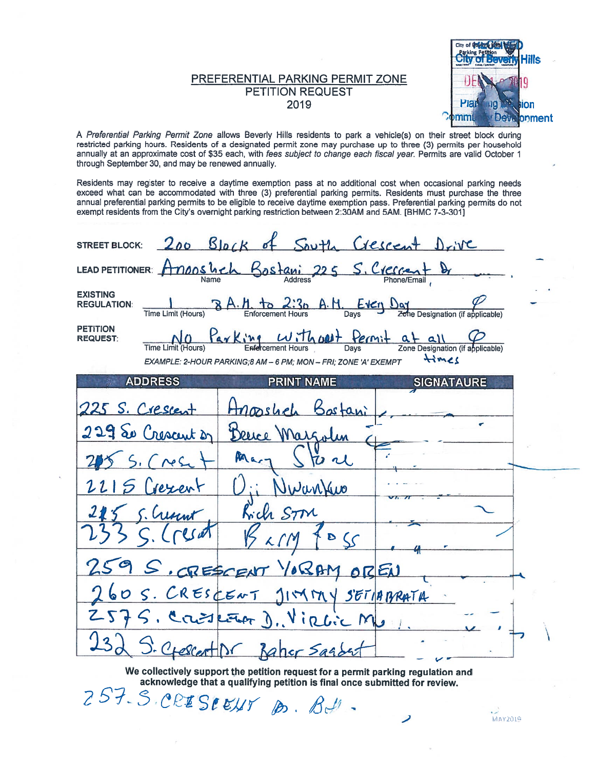# PREFERENTIAL PARKING PERMIT ZONE
## PETITION REQUEST
## 2019

RECEIVED
City of Beverly Hills
DEC 1 0 2019
Planning Division
Community Development

A *Preferential Parking Permit Zone* allows Beverly Hills residents to park a vehicle(s) on their street block during restricted parking hours. Residents of a designated permit zone may purchase up to three (3) permits per household annually at an approximate cost of $35 each, with *fees subject to change each fiscal year*. Permits are valid October 1 through September 30, and may be renewed annually.

Residents may register to receive a daytime exemption pass at no additional cost when occasional parking needs exceed what can be accommodated with three (3) preferential parking permits. Residents must purchase the three annual preferential parking permits to be eligible to receive daytime exemption pass. Preferential parking permits do not exempt residents from the City's overnight parking restriction between 2:30AM and 5AM. [BHMC 7-3-301]

**STREET BLOCK:** 200 Block of South Crescent Drive

**LEAD PETITIONER:** Anoosheh Bostani (Name) 225 S. Crescent Dr (Address) (Phone/Email)

**EXISTING REGULATION:** 1 (Time Limit (Hours)) 8 A.M. to 2:30 A.M. (Enforcement Hours) Every Day (Days) Ø (Zone Designation (if applicable))

**PETITION REQUEST:** No Parking without Permit at all times (Time Limit (Hours) / Enforcement Hours / Days) Ø (Zone Designation (if applicable))

*EXAMPLE: 2-HOUR PARKING;8 AM – 6 PM; MON – FRI; ZONE 'A' EXEMPT*

| ADDRESS | PRINT NAME | SIGNATAURE |
|---|---|---|
| 225 S. Crescent | Anoosheh Bostani | |
| 229 So Crescent Dr | Bruce Margolin | |
| 205 S. Crescent | Mary Stoal | |
| 221 S Crescent | Oji Nwankwo | |
| 215 S. Crescent | Rich Stm | |
| 233 S. Cresent | Barry Foss | |
| 259 S. CRESCENT | YORAM OREN | |
| 260 S. CRESCENT | JIMMY SETIABRATA | |
| 257 S. Crescent | D. Virgic M | |
| 232 S. Crescent Dr | Baher Saadat | |

**We collectively support the petition request for a permit parking regulation and acknowledge that a qualifying petition is final once submitted for review.**

257 S. CRESCENT Dr. BH.

MAY2019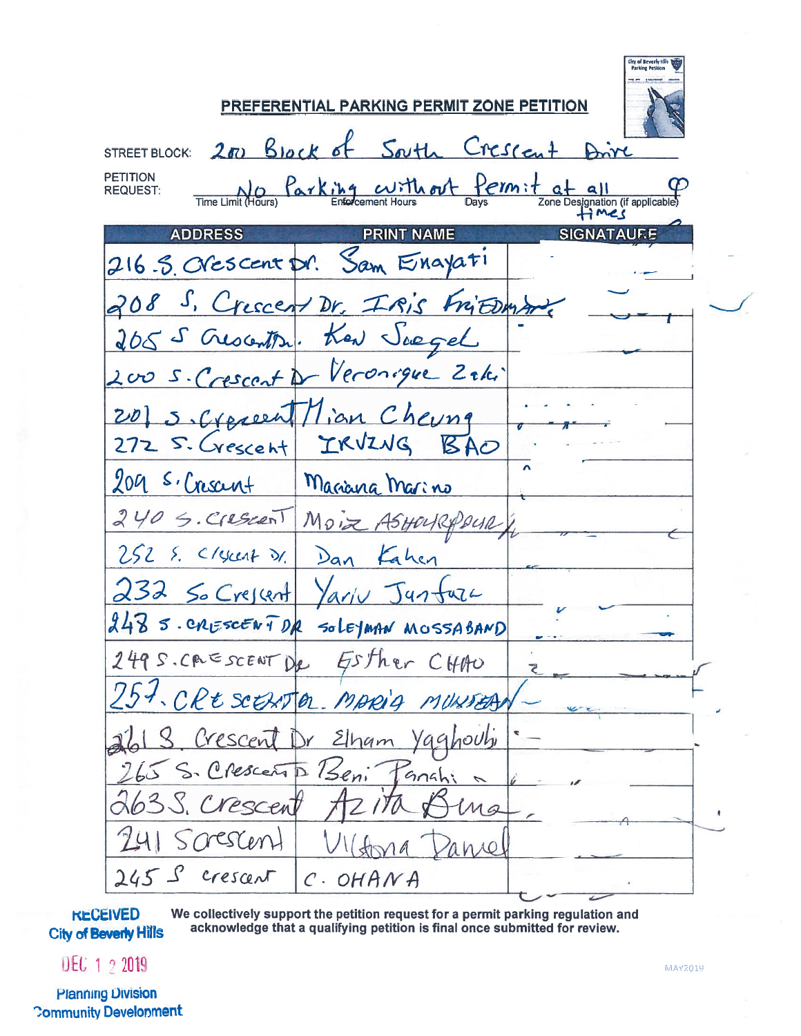## PREFERENTIAL PARKING PERMIT ZONE PETITION

STREET BLOCK: 200 Block of South Crescent Drive

PETITION REQUEST: No Parking without Permit at all times

Time Limit (Hours) | Enforcement Hours | Days | Zone Designation (if applicable)

| ADDRESS | PRINT NAME | SIGNATAURE |
|---|---|---|
| 216 S. Crescent Dr. | Sam Enayati | |
| 208 S. Crescent Dr. | IRIS FRIEDMAN | |
| 205 S Crescent Dr. | Ken Siegel | |
| 200 S. Crescent Dr | Veronique Zeki | |
| 201 S. Crescent | Mian Cheung | |
| 272 S. Crescent | IRVING BAO | |
| 209 S. Crescent | Mariana Marino | |
| 240 S. Crescent | Moiz ASHOURPOUR | |
| 252 S. Crescent Dr. | Dan Kahen | |
| 232 So Crescent | Yariv Janfaza | |
| 248 S. CRESCENT DR | SOLEYMAN MOSSABAND | |
| 249 S. CRESCENT Dr | Esther CHAO | |
| 257 CRESCENT Dr. | MARIA MUNTEAN | |
| 261 S. Crescent Dr | Elham Yaghoubi | |
| 265 S. Crescent D | Beni Panahi | |
| 263 S. Crescent | Azita Bina | |
| 241 S Crescent | Viktoria Daniel | |
| 245 S Crescent | C. OHANA | |

We collectively support the petition request for a permit parking regulation and acknowledge that a qualifying petition is final once submitted for review.

RECEIVED
City of Beverly Hills
DEC 12 2019
Planning Division
Community Development

MAY2019